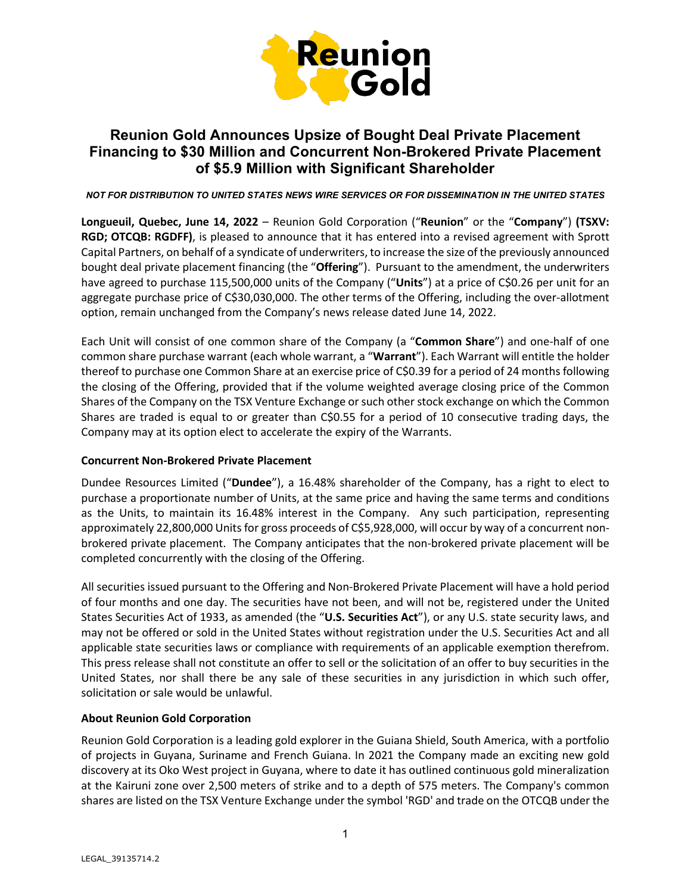# Reunion Gold Announces Upsize of Bought Deal Private Placement Financing to $30 Million and Concurrent Non-Brokered Private Placement of $5.9 Million with Significant Shareholder

***NOT FOR DISTRIBUTION TO UNITED STATES NEWS WIRE SERVICES OR FOR DISSEMINATION IN THE UNITED STATES***

**Longueuil, Quebec, June 14, 2022** – Reunion Gold Corporation ("**Reunion**" or the "**Company**") **(TSXV: RGD; OTCQB: RGDFF)**, is pleased to announce that it has entered into a revised agreement with Sprott Capital Partners, on behalf of a syndicate of underwriters, to increase the size of the previously announced bought deal private placement financing (the "**Offering**"). Pursuant to the amendment, the underwriters have agreed to purchase 115,500,000 units of the Company ("**Units**") at a price of C$0.26 per unit for an aggregate purchase price of C$30,030,000. The other terms of the Offering, including the over-allotment option, remain unchanged from the Company's news release dated June 14, 2022.

Each Unit will consist of one common share of the Company (a "**Common Share**") and one-half of one common share purchase warrant (each whole warrant, a "**Warrant**"). Each Warrant will entitle the holder thereof to purchase one Common Share at an exercise price of C$0.39 for a period of 24 months following the closing of the Offering, provided that if the volume weighted average closing price of the Common Shares of the Company on the TSX Venture Exchange or such other stock exchange on which the Common Shares are traded is equal to or greater than C$0.55 for a period of 10 consecutive trading days, the Company may at its option elect to accelerate the expiry of the Warrants.

**Concurrent Non-Brokered Private Placement**

Dundee Resources Limited ("**Dundee**"), a 16.48% shareholder of the Company, has a right to elect to purchase a proportionate number of Units, at the same price and having the same terms and conditions as the Units, to maintain its 16.48% interest in the Company. Any such participation, representing approximately 22,800,000 Units for gross proceeds of C$5,928,000, will occur by way of a concurrent non-brokered private placement. The Company anticipates that the non-brokered private placement will be completed concurrently with the closing of the Offering.

All securities issued pursuant to the Offering and Non-Brokered Private Placement will have a hold period of four months and one day. The securities have not been, and will not be, registered under the United States Securities Act of 1933, as amended (the "**U.S. Securities Act**"), or any U.S. state security laws, and may not be offered or sold in the United States without registration under the U.S. Securities Act and all applicable state securities laws or compliance with requirements of an applicable exemption therefrom. This press release shall not constitute an offer to sell or the solicitation of an offer to buy securities in the United States, nor shall there be any sale of these securities in any jurisdiction in which such offer, solicitation or sale would be unlawful.

**About Reunion Gold Corporation**

Reunion Gold Corporation is a leading gold explorer in the Guiana Shield, South America, with a portfolio of projects in Guyana, Suriname and French Guiana. In 2021 the Company made an exciting new gold discovery at its Oko West project in Guyana, where to date it has outlined continuous gold mineralization at the Kairuni zone over 2,500 meters of strike and to a depth of 575 meters. The Company's common shares are listed on the TSX Venture Exchange under the symbol 'RGD' and trade on the OTCQB under the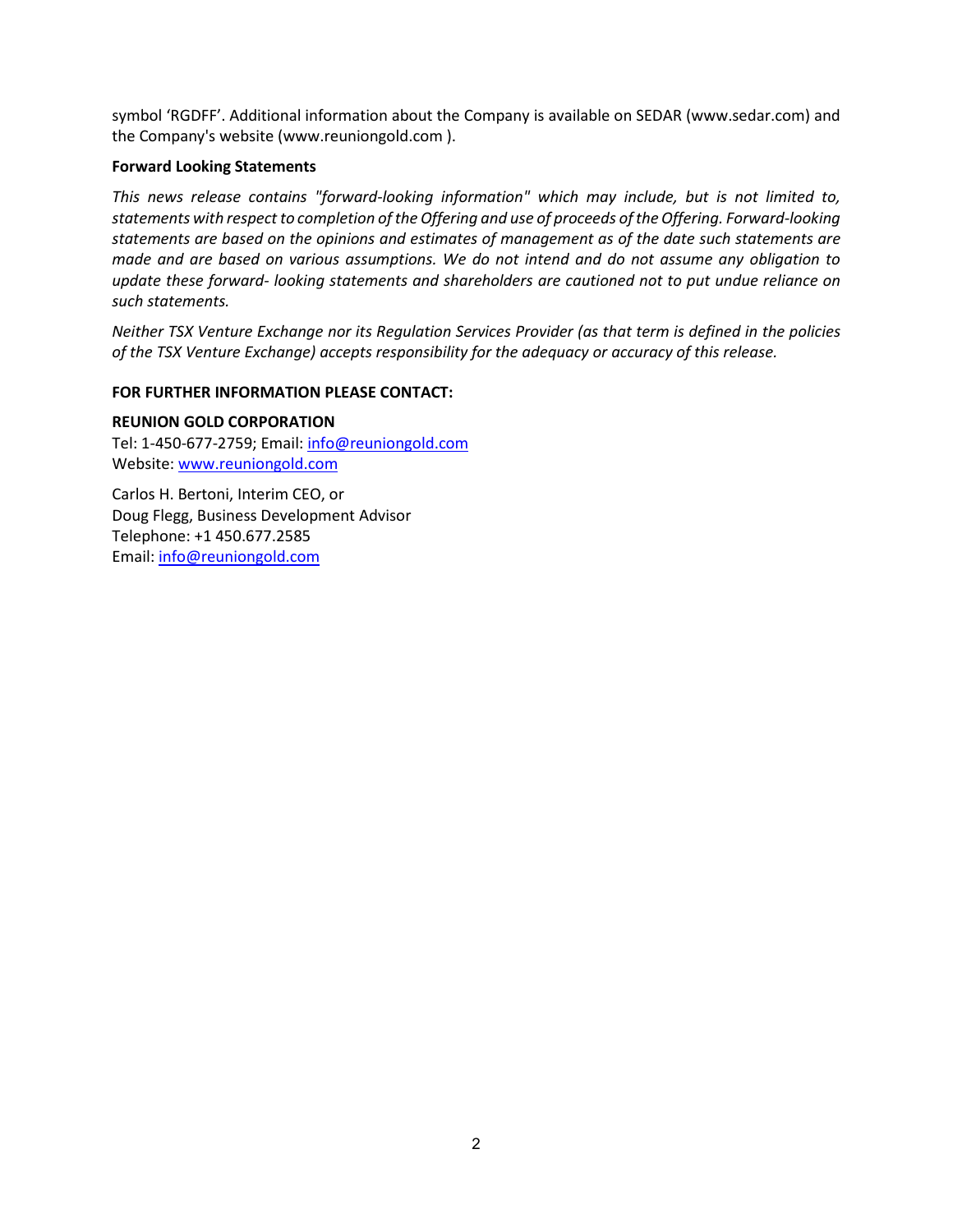symbol 'RGDFF'. Additional information about the Company is available on SEDAR (www.sedar.com) and the Company's website (www.reuniongold.com ).

**Forward Looking Statements**

*This news release contains "forward-looking information" which may include, but is not limited to, statements with respect to completion of the Offering and use of proceeds of the Offering. Forward-looking statements are based on the opinions and estimates of management as of the date such statements are made and are based on various assumptions. We do not intend and do not assume any obligation to update these forward- looking statements and shareholders are cautioned not to put undue reliance on such statements.*

*Neither TSX Venture Exchange nor its Regulation Services Provider (as that term is defined in the policies of the TSX Venture Exchange) accepts responsibility for the adequacy or accuracy of this release.*

**FOR FURTHER INFORMATION PLEASE CONTACT:**

**REUNION GOLD CORPORATION**
Tel: 1-450-677-2759; Email: info@reuniongold.com
Website: www.reuniongold.com

Carlos H. Bertoni, Interim CEO, or
Doug Flegg, Business Development Advisor
Telephone: +1 450.677.2585
Email: info@reuniongold.com